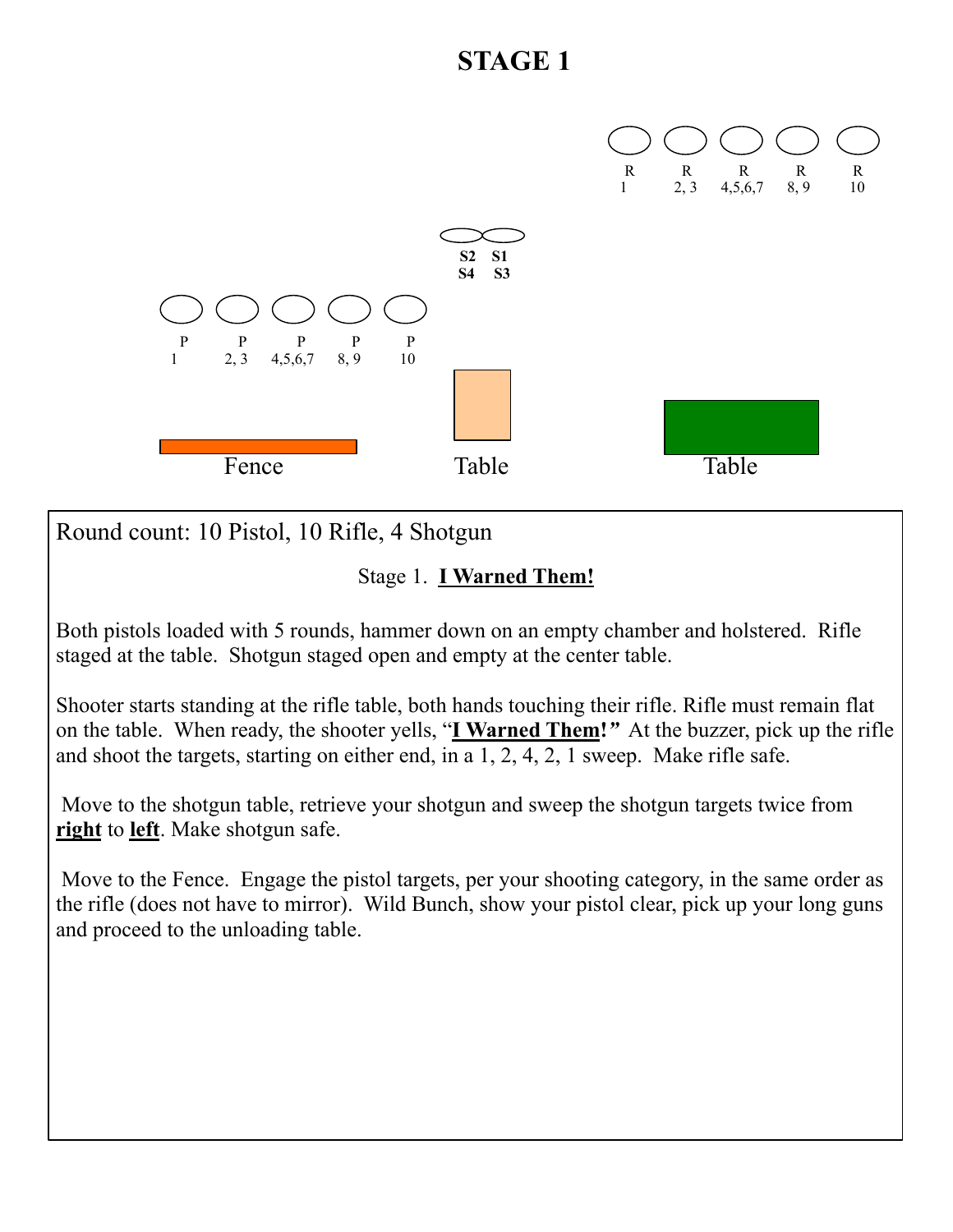# STAGE 1

R
1

R
2, 3

R
4,5,6,7

R
8, 9

R
10

S2 S1
S4 S3

P
1

P
2, 3

P
4,5,6,7

P
8, 9

P
10

Fence

Table

Table

Round count: 10 Pistol, 10 Rifle, 4 Shotgun

Stage 1. **I Warned Them!**

Both pistols loaded with 5 rounds, hammer down on an empty chamber and holstered. Rifle staged at the table. Shotgun staged open and empty at the center table.

Shooter starts standing at the rifle table, both hands touching their rifle. Rifle must remain flat on the table. When ready, the shooter yells, "**I Warned Them!**" At the buzzer, pick up the rifle and shoot the targets, starting on either end, in a 1, 2, 4, 2, 1 sweep. Make rifle safe.

Move to the shotgun table, retrieve your shotgun and sweep the shotgun targets twice from **right** to **left**. Make shotgun safe.

Move to the Fence. Engage the pistol targets, per your shooting category, in the same order as the rifle (does not have to mirror). Wild Bunch, show your pistol clear, pick up your long guns and proceed to the unloading table.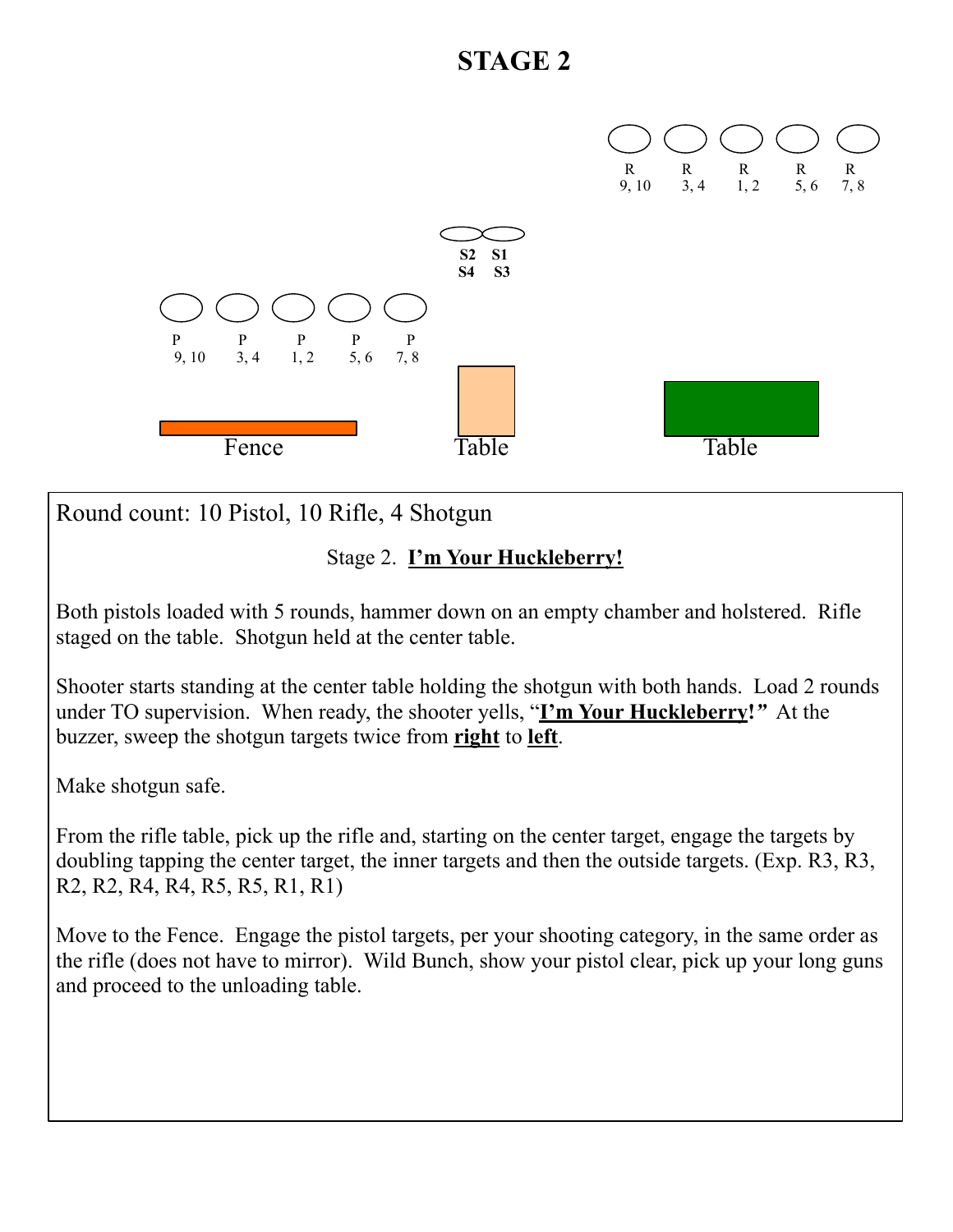# STAGE 2

R
9, 10

R
3, 4

R
1, 2

R
5, 6

R
7, 8

S2 S1
S4 S3

P
9, 10

P
3, 4

P
1, 2

P
5, 6

P
7, 8

Fence

Table

Table

Round count: 10 Pistol, 10 Rifle, 4 Shotgun

Stage 2. **I'm Your Huckleberry!**

Both pistols loaded with 5 rounds, hammer down on an empty chamber and holstered. Rifle staged on the table. Shotgun held at the center table.

Shooter starts standing at the center table holding the shotgun with both hands. Load 2 rounds under TO supervision. When ready, the shooter yells, "**I'm Your Huckleberry!**" At the buzzer, sweep the shotgun targets twice from **right** to **left**.

Make shotgun safe.

From the rifle table, pick up the rifle and, starting on the center target, engage the targets by doubling tapping the center target, the inner targets and then the outside targets. (Exp. R3, R3, R2, R2, R4, R4, R5, R5, R1, R1)

Move to the Fence. Engage the pistol targets, per your shooting category, in the same order as the rifle (does not have to mirror). Wild Bunch, show your pistol clear, pick up your long guns and proceed to the unloading table.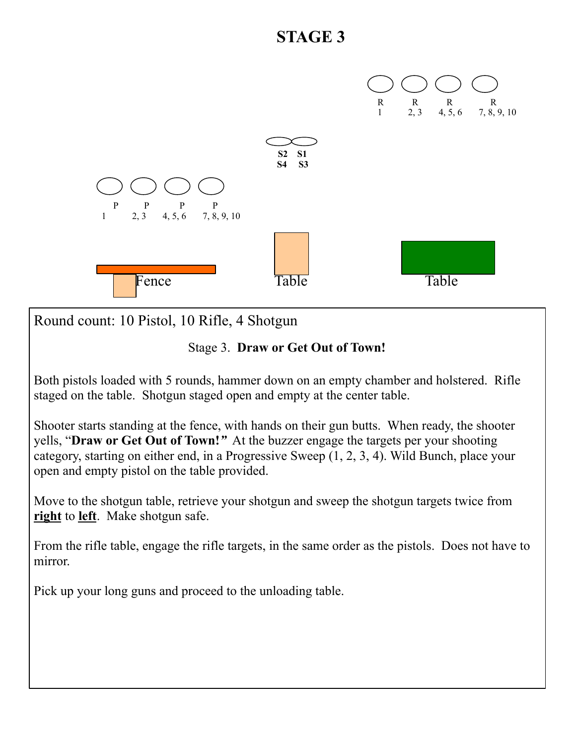# STAGE 3

R 1
R 2, 3
R 4, 5, 6
R 7, 8, 9, 10

S2 S1
S4 S3

P 1
P 2, 3
P 4, 5, 6
P 7, 8, 9, 10

Fence
Table
Table

Round count: 10 Pistol, 10 Rifle, 4 Shotgun

Stage 3. **Draw or Get Out of Town!**

Both pistols loaded with 5 rounds, hammer down on an empty chamber and holstered. Rifle staged on the table. Shotgun staged open and empty at the center table.

Shooter starts standing at the fence, with hands on their gun butts. When ready, the shooter yells, "**Draw or Get Out of Town!**" At the buzzer engage the targets per your shooting category, starting on either end, in a Progressive Sweep (1, 2, 3, 4). Wild Bunch, place your open and empty pistol on the table provided.

Move to the shotgun table, retrieve your shotgun and sweep the shotgun targets twice from **right** to **left**. Make shotgun safe.

From the rifle table, engage the rifle targets, in the same order as the pistols. Does not have to mirror.

Pick up your long guns and proceed to the unloading table.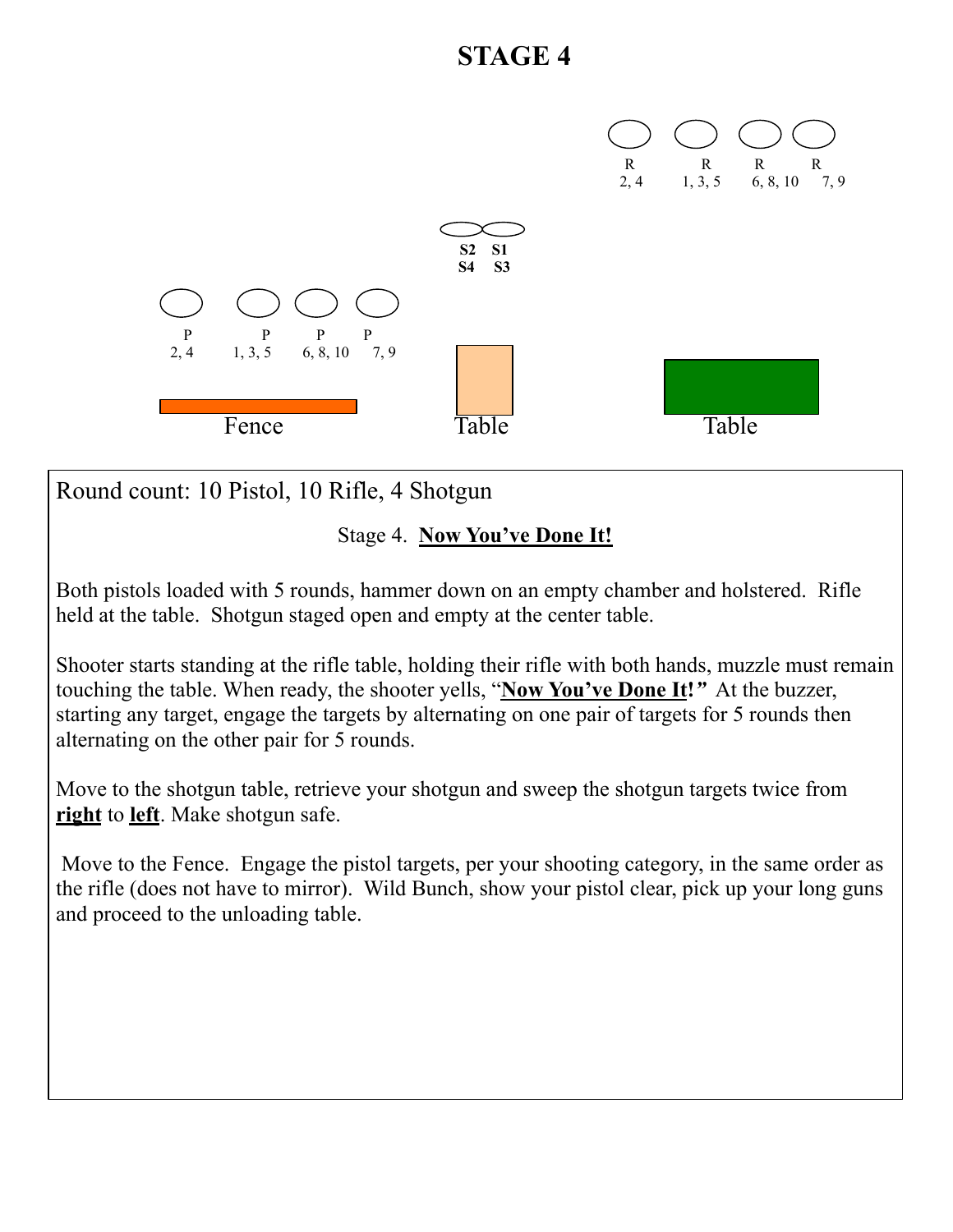# STAGE 4

R
2, 4

R
1, 3, 5

R
6, 8, 10

R
7, 9

**S2 S1**
**S4 S3**

P
2, 4

P
1, 3, 5

P
6, 8, 10

P
7, 9

Fence

Table

Table

Round count: 10 Pistol, 10 Rifle, 4 Shotgun

Stage 4. **<u>Now You've Done It!</u>**

Both pistols loaded with 5 rounds, hammer down on an empty chamber and holstered. Rifle held at the table. Shotgun staged open and empty at the center table.

Shooter starts standing at the rifle table, holding their rifle with both hands, muzzle must remain touching the table. When ready, the shooter yells, "**<u>Now You've Done It</u>!"** At the buzzer, starting any target, engage the targets by alternating on one pair of targets for 5 rounds then alternating on the other pair for 5 rounds.

Move to the shotgun table, retrieve your shotgun and sweep the shotgun targets twice from **<u>right</u>** to **<u>left</u>**. Make shotgun safe.

Move to the Fence. Engage the pistol targets, per your shooting category, in the same order as the rifle (does not have to mirror). Wild Bunch, show your pistol clear, pick up your long guns and proceed to the unloading table.